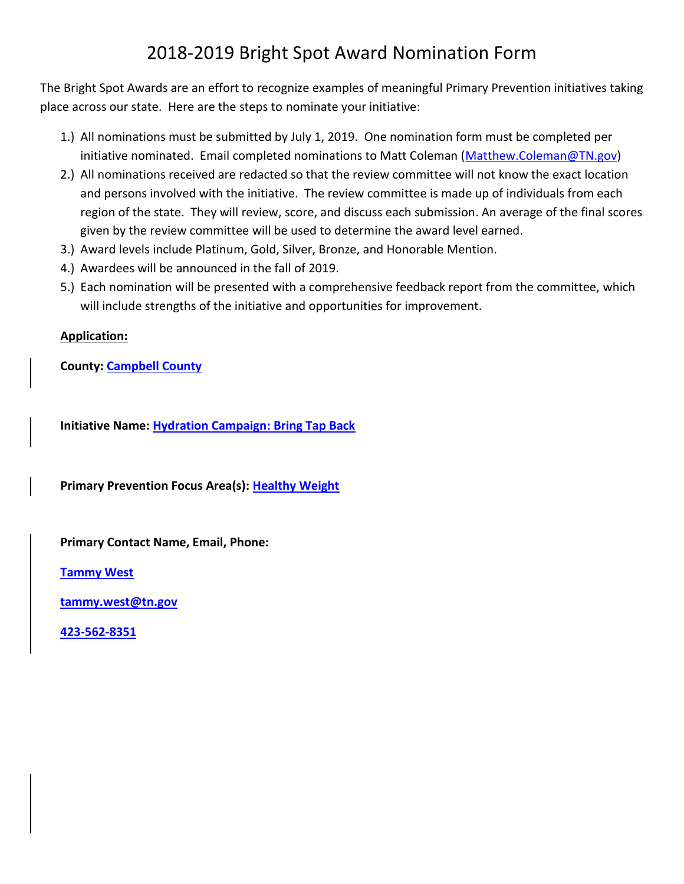# 2018-2019 Bright Spot Award Nomination Form

The Bright Spot Awards are an effort to recognize examples of meaningful Primary Prevention initiatives taking place across our state. Here are the steps to nominate your initiative:

1.) All nominations must be submitted by July 1, 2019. One nomination form must be completed per initiative nominated. Email completed nominations to Matt Coleman (Matthew.Coleman@TN.gov)
2.) All nominations received are redacted so that the review committee will not know the exact location and persons involved with the initiative. The review committee is made up of individuals from each region of the state. They will review, score, and discuss each submission. An average of the final scores given by the review committee will be used to determine the award level earned.
3.) Award levels include Platinum, Gold, Silver, Bronze, and Honorable Mention.
4.) Awardees will be announced in the fall of 2019.
5.) Each nomination will be presented with a comprehensive feedback report from the committee, which will include strengths of the initiative and opportunities for improvement.

**Application:**

**County:** **Campbell County**

**Initiative Name:** **Hydration Campaign: Bring Tap Back**

**Primary Prevention Focus Area(s):** **Healthy Weight**

**Primary Contact Name, Email, Phone:**

**Tammy West**

**tammy.west@tn.gov**

**423-562-8351**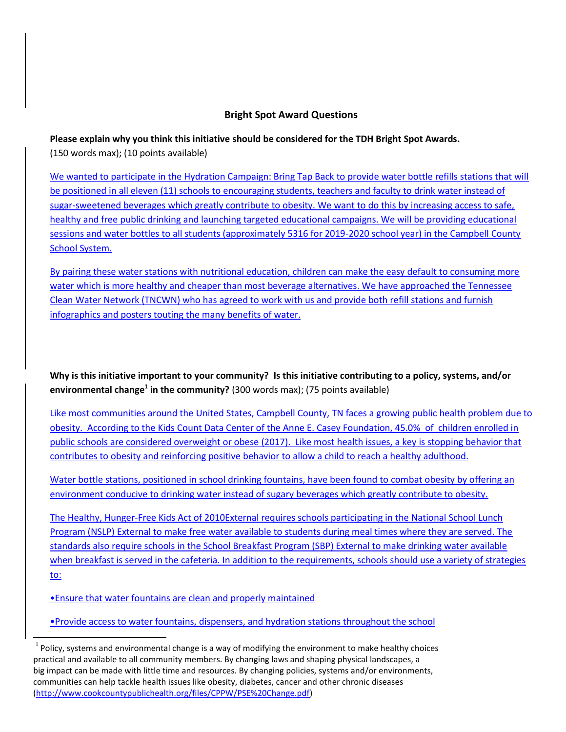## Bright Spot Award Questions

**Please explain why you think this initiative should be considered for the TDH Bright Spot Awards.**
(150 words max); (10 points available)

We wanted to participate in the Hydration Campaign: Bring Tap Back to provide water bottle refills stations that will be positioned in all eleven (11) schools to encouraging students, teachers and faculty to drink water instead of sugar-sweetened beverages which greatly contribute to obesity. We want to do this by increasing access to safe, healthy and free public drinking and launching targeted educational campaigns. We will be providing educational sessions and water bottles to all students (approximately 5316 for 2019-2020 school year) in the Campbell County School System.

By pairing these water stations with nutritional education, children can make the easy default to consuming more water which is more healthy and cheaper than most beverage alternatives. We have approached the Tennessee Clean Water Network (TNCWN) who has agreed to work with us and provide both refill stations and furnish infographics and posters touting the many benefits of water.

**Why is this initiative important to your community? Is this initiative contributing to a policy, systems, and/or environmental change[1] in the community?** (300 words max); (75 points available)

Like most communities around the United States, Campbell County, TN faces a growing public health problem due to obesity. According to the Kids Count Data Center of the Anne E. Casey Foundation, 45.0% of children enrolled in public schools are considered overweight or obese (2017). Like most health issues, a key is stopping behavior that contributes to obesity and reinforcing positive behavior to allow a child to reach a healthy adulthood.

Water bottle stations, positioned in school drinking fountains, have been found to combat obesity by offering an environment conducive to drinking water instead of sugary beverages which greatly contribute to obesity.

The Healthy, Hunger-Free Kids Act of 2010External requires schools participating in the National School Lunch Program (NSLP) External to make free water available to students during meal times where they are served. The standards also require schools in the School Breakfast Program (SBP) External to make drinking water available when breakfast is served in the cafeteria. In addition to the requirements, schools should use a variety of strategies to:

- Ensure that water fountains are clean and properly maintained
- Provide access to water fountains, dispensers, and hydration stations throughout the school

---

[1] Policy, systems and environmental change is a way of modifying the environment to make healthy choices practical and available to all community members. By changing laws and shaping physical landscapes, a big impact can be made with little time and resources. By changing policies, systems and/or environments, communities can help tackle health issues like obesity, diabetes, cancer and other chronic diseases (http://www.cookcountypublichealth.org/files/CPPW/PSE%20Change.pdf)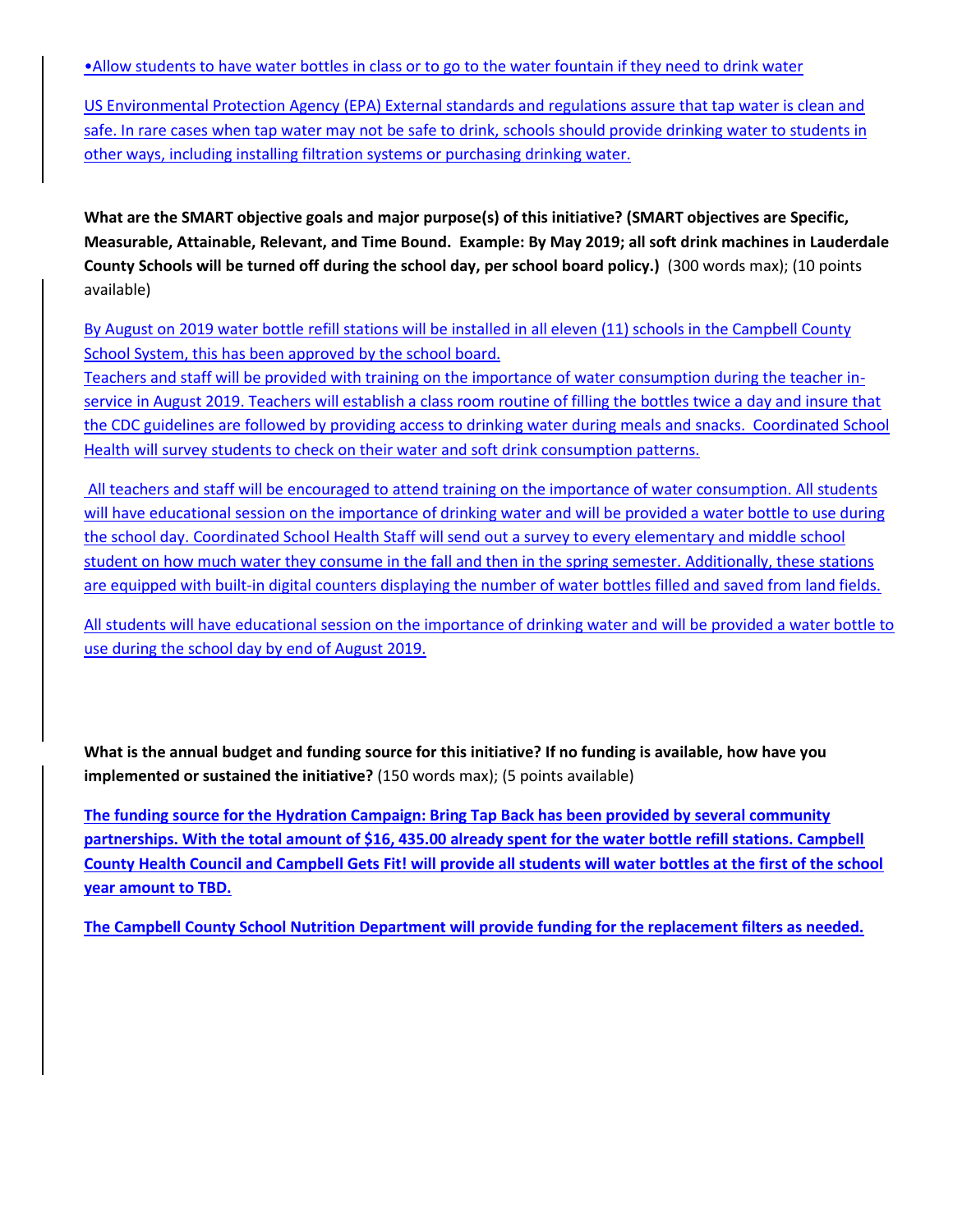•Allow students to have water bottles in class or to go to the water fountain if they need to drink water

US Environmental Protection Agency (EPA) External standards and regulations assure that tap water is clean and safe. In rare cases when tap water may not be safe to drink, schools should provide drinking water to students in other ways, including installing filtration systems or purchasing drinking water.

**What are the SMART objective goals and major purpose(s) of this initiative? (SMART objectives are Specific, Measurable, Attainable, Relevant, and Time Bound. Example: By May 2019; all soft drink machines in Lauderdale County Schools will be turned off during the school day, per school board policy.)** (300 words max); (10 points available)

By August on 2019 water bottle refill stations will be installed in all eleven (11) schools in the Campbell County School System, this has been approved by the school board.
Teachers and staff will be provided with training on the importance of water consumption during the teacher in-service in August 2019. Teachers will establish a class room routine of filling the bottles twice a day and insure that the CDC guidelines are followed by providing access to drinking water during meals and snacks. Coordinated School Health will survey students to check on their water and soft drink consumption patterns.

All teachers and staff will be encouraged to attend training on the importance of water consumption. All students will have educational session on the importance of drinking water and will be provided a water bottle to use during the school day. Coordinated School Health Staff will send out a survey to every elementary and middle school student on how much water they consume in the fall and then in the spring semester. Additionally, these stations are equipped with built-in digital counters displaying the number of water bottles filled and saved from land fields.

All students will have educational session on the importance of drinking water and will be provided a water bottle to use during the school day by end of August 2019.

**What is the annual budget and funding source for this initiative? If no funding is available, how have you implemented or sustained the initiative?** (150 words max); (5 points available)

**The funding source for the Hydration Campaign: Bring Tap Back has been provided by several community partnerships. With the total amount of $16, 435.00 already spent for the water bottle refill stations. Campbell County Health Council and Campbell Gets Fit! will provide all students will water bottles at the first of the school year amount to TBD.**

**The Campbell County School Nutrition Department will provide funding for the replacement filters as needed.**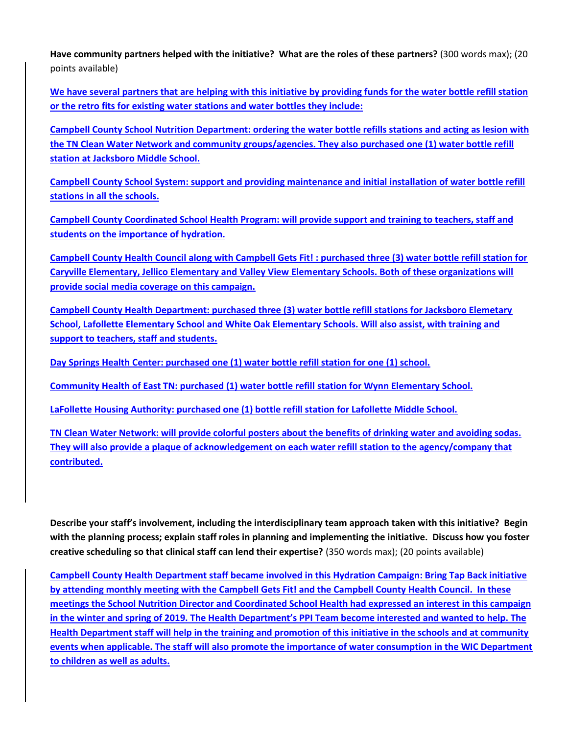**Have community partners helped with the initiative? What are the roles of these partners?** (300 words max); (20 points available)

We have several partners that are helping with this initiative by providing funds for the water bottle refill station or the retro fits for existing water stations and water bottles they include:

Campbell County School Nutrition Department: ordering the water bottle refills stations and acting as lesion with the TN Clean Water Network and community groups/agencies. They also purchased one (1) water bottle refill station at Jacksboro Middle School.

Campbell County School System: support and providing maintenance and initial installation of water bottle refill stations in all the schools.

Campbell County Coordinated School Health Program: will provide support and training to teachers, staff and students on the importance of hydration.

Campbell County Health Council along with Campbell Gets Fit! : purchased three (3) water bottle refill station for Caryville Elementary, Jellico Elementary and Valley View Elementary Schools. Both of these organizations will provide social media coverage on this campaign.

Campbell County Health Department: purchased three (3) water bottle refill stations for Jacksboro Elemetary School, Lafollette Elementary School and White Oak Elementary Schools. Will also assist, with training and support to teachers, staff and students.

Day Springs Health Center: purchased one (1) water bottle refill station for one (1) school.

Community Health of East TN: purchased (1) water bottle refill station for Wynn Elementary School.

LaFollette Housing Authority: purchased one (1) bottle refill station for Lafollette Middle School.

TN Clean Water Network: will provide colorful posters about the benefits of drinking water and avoiding sodas. They will also provide a plaque of acknowledgement on each water refill station to the agency/company that contributed.

**Describe your staff's involvement, including the interdisciplinary team approach taken with this initiative? Begin with the planning process; explain staff roles in planning and implementing the initiative. Discuss how you foster creative scheduling so that clinical staff can lend their expertise?** (350 words max); (20 points available)

Campbell County Health Department staff became involved in this Hydration Campaign: Bring Tap Back initiative by attending monthly meeting with the Campbell Gets Fit! and the Campbell County Health Council. In these meetings the School Nutrition Director and Coordinated School Health had expressed an interest in this campaign in the winter and spring of 2019. The Health Department's PPI Team become interested and wanted to help. The Health Department staff will help in the training and promotion of this initiative in the schools and at community events when applicable. The staff will also promote the importance of water consumption in the WIC Department to children as well as adults.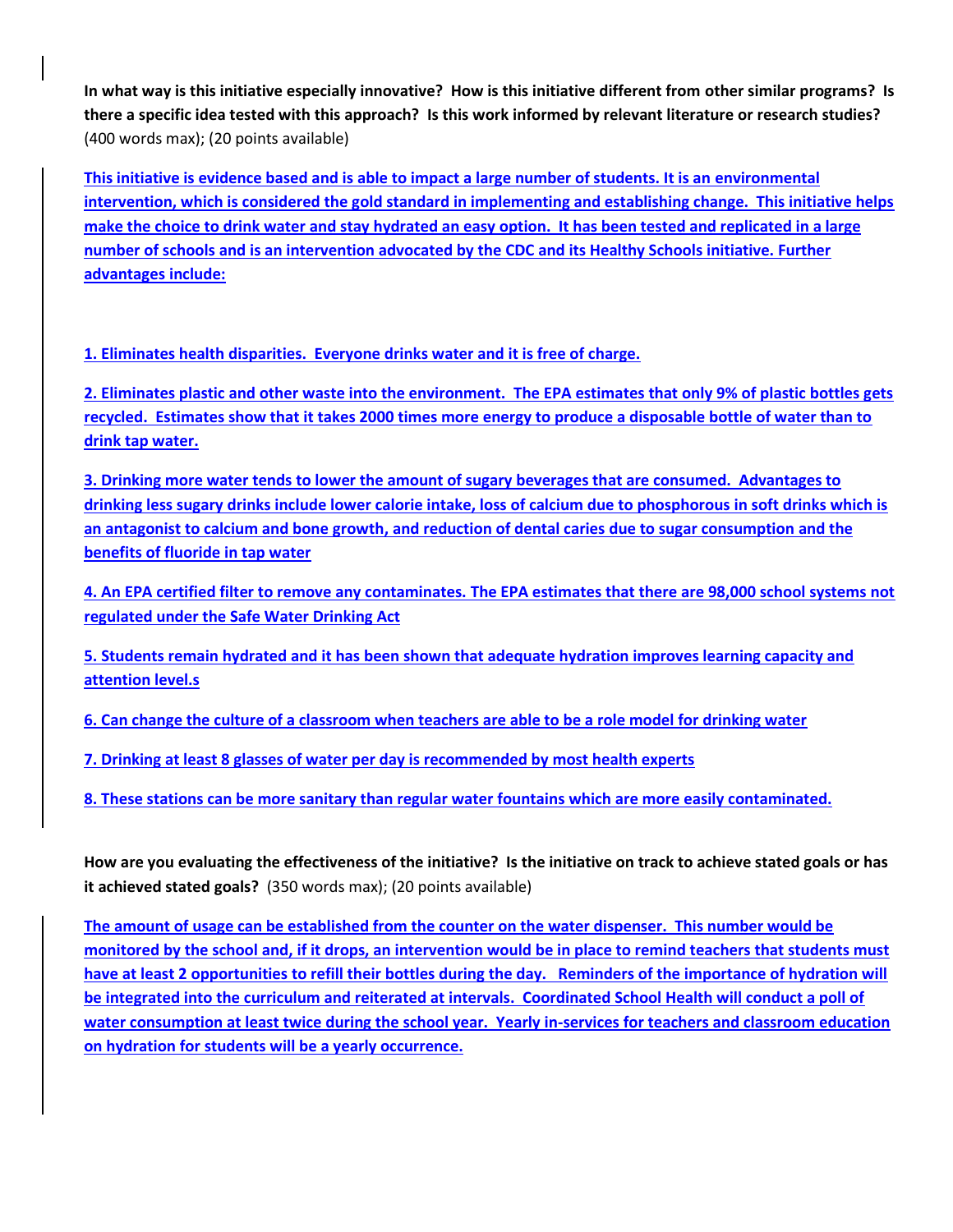**In what way is this initiative especially innovative? How is this initiative different from other similar programs? Is there a specific idea tested with this approach? Is this work informed by relevant literature or research studies?** (400 words max); (20 points available)

This initiative is evidence based and is able to impact a large number of students. It is an environmental intervention, which is considered the gold standard in implementing and establishing change. This initiative helps make the choice to drink water and stay hydrated an easy option. It has been tested and replicated in a large number of schools and is an intervention advocated by the CDC and its Healthy Schools initiative. Further advantages include:

1. Eliminates health disparities. Everyone drinks water and it is free of charge.

2. Eliminates plastic and other waste into the environment. The EPA estimates that only 9% of plastic bottles gets recycled. Estimates show that it takes 2000 times more energy to produce a disposable bottle of water than to drink tap water.

3. Drinking more water tends to lower the amount of sugary beverages that are consumed. Advantages to drinking less sugary drinks include lower calorie intake, loss of calcium due to phosphorous in soft drinks which is an antagonist to calcium and bone growth, and reduction of dental caries due to sugar consumption and the benefits of fluoride in tap water

4. An EPA certified filter to remove any contaminates. The EPA estimates that there are 98,000 school systems not regulated under the Safe Water Drinking Act

5. Students remain hydrated and it has been shown that adequate hydration improves learning capacity and attention level.s

6. Can change the culture of a classroom when teachers are able to be a role model for drinking water

7. Drinking at least 8 glasses of water per day is recommended by most health experts

8. These stations can be more sanitary than regular water fountains which are more easily contaminated.

**How are you evaluating the effectiveness of the initiative? Is the initiative on track to achieve stated goals or has it achieved stated goals?** (350 words max); (20 points available)

The amount of usage can be established from the counter on the water dispenser. This number would be monitored by the school and, if it drops, an intervention would be in place to remind teachers that students must have at least 2 opportunities to refill their bottles during the day. Reminders of the importance of hydration will be integrated into the curriculum and reiterated at intervals. Coordinated School Health will conduct a poll of water consumption at least twice during the school year. Yearly in-services for teachers and classroom education on hydration for students will be a yearly occurrence.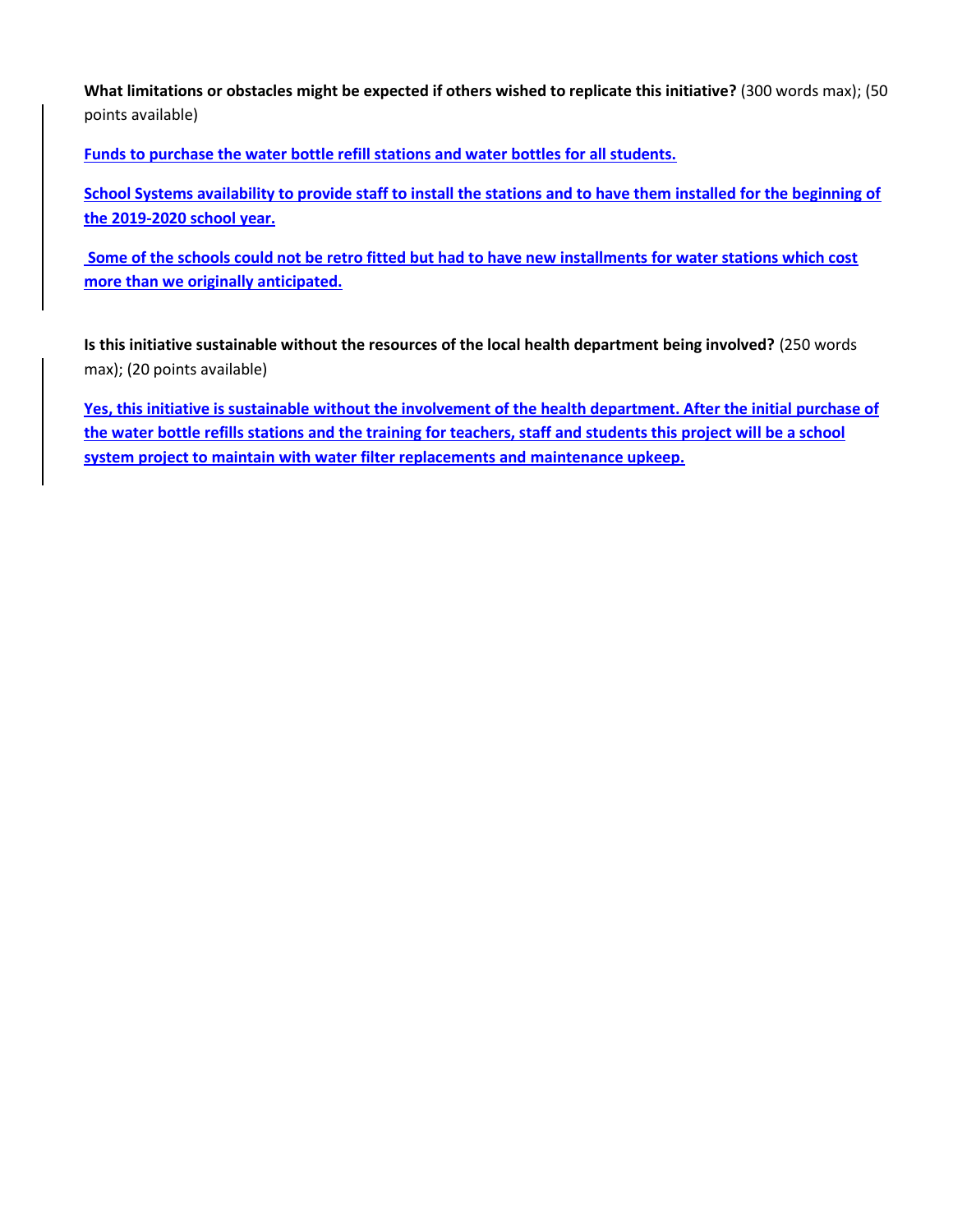**What limitations or obstacles might be expected if others wished to replicate this initiative?** (300 words max); (50 points available)

**Funds to purchase the water bottle refill stations and water bottles for all students.**

**School Systems availability to provide staff to install the stations and to have them installed for the beginning of the 2019-2020 school year.**

**Some of the schools could not be retro fitted but had to have new installments for water stations which cost more than we originally anticipated.**

**Is this initiative sustainable without the resources of the local health department being involved?** (250 words max); (20 points available)

**Yes, this initiative is sustainable without the involvement of the health department. After the initial purchase of the water bottle refills stations and the training for teachers, staff and students this project will be a school system project to maintain with water filter replacements and maintenance upkeep.**